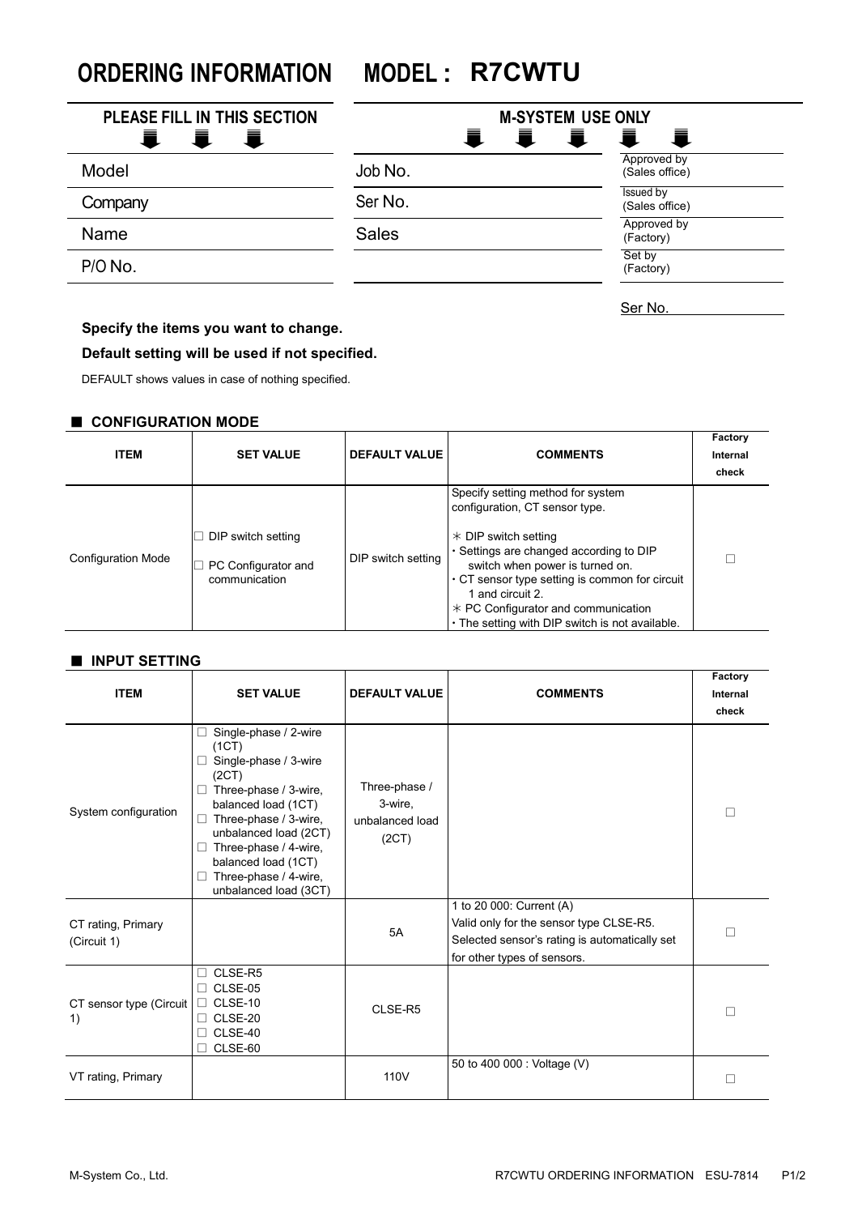# ORDERING INFORMATION MODEL : R7CWTU

| PLEASE FILL IN THIS SECTION | M-SYSTEM USE ONLY | |
|---|---|---|
| Model | Job No. | Approved by (Sales office) |
| Company | Ser No. | Issued by (Sales office) |
| Name | Sales | Approved by (Factory) |
| P/O No. | | Set by (Factory) |

Ser No.

**Specify the items you want to change.**

**Default setting will be used if not specified.**

DEFAULT shows values in case of nothing specified.

## ■ CONFIGURATION MODE

| ITEM | SET VALUE | DEFAULT VALUE | COMMENTS | Factory Internal check |
|---|---|---|---|---|
| Configuration Mode | □ DIP switch setting<br>□ PC Configurator and communication | DIP switch setting | Specify setting method for system configuration, CT sensor type.<br><br>∗ DIP switch setting<br>・Settings are changed according to DIP switch when power is turned on.<br>・CT sensor type setting is common for circuit 1 and circuit 2.<br>∗ PC Configurator and communication<br>・The setting with DIP switch is not available. | □ |

## ■ INPUT SETTING

| ITEM | SET VALUE | DEFAULT VALUE | COMMENTS | Factory Internal check |
|---|---|---|---|---|
| System configuration | □ Single-phase / 2-wire (1CT)<br>□ Single-phase / 3-wire (2CT)<br>□ Three-phase / 3-wire, balanced load (1CT)<br>□ Three-phase / 3-wire, unbalanced load (2CT)<br>□ Three-phase / 4-wire, balanced load (1CT)<br>□ Three-phase / 4-wire, unbalanced load (3CT) | Three-phase / 3-wire, unbalanced load (2CT) | | □ |
| CT rating, Primary (Circuit 1) | | 5A | 1 to 20 000: Current (A)<br>Valid only for the sensor type CLSE-R5.<br>Selected sensor's rating is automatically set for other types of sensors. | □ |
| CT sensor type (Circuit 1) | □ CLSE-R5<br>□ CLSE-05<br>□ CLSE-10<br>□ CLSE-20<br>□ CLSE-40<br>□ CLSE-60 | CLSE-R5 | | □ |
| VT rating, Primary | | 110V | 50 to 400 000 : Voltage (V) | □ |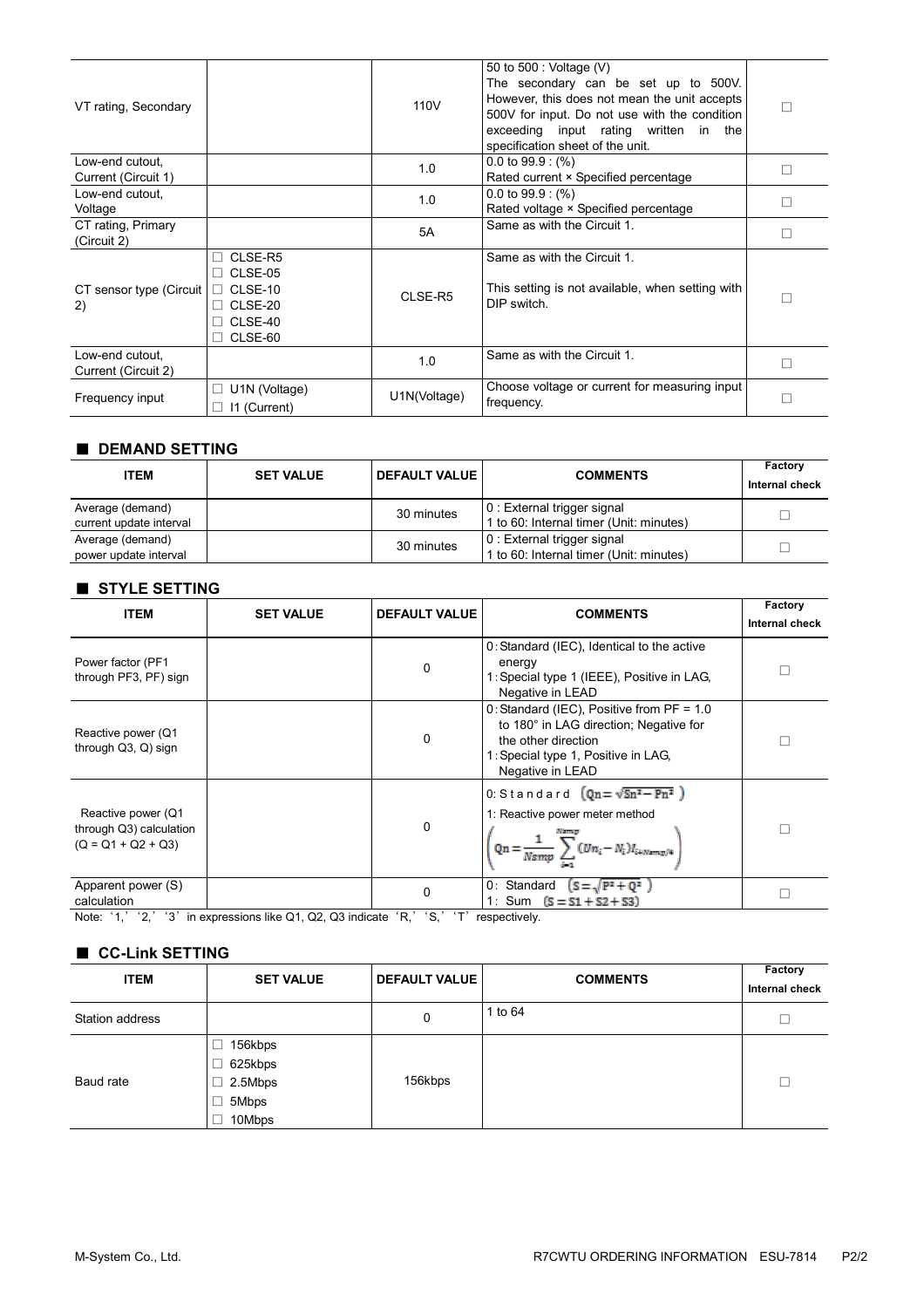| | | | | |
|---|---|---|---|---|
| VT rating, Secondary | | 110V | 50 to 500 : Voltage (V)<br>The secondary can be set up to 500V. However, this does not mean the unit accepts 500V for input. Do not use with the condition exceeding input rating written in the specification sheet of the unit. | ☐ |
| Low-end cutout, Current (Circuit 1) | | 1.0 | 0.0 to 99.9 : (%)<br>Rated current × Specified percentage | ☐ |
| Low-end cutout, Voltage | | 1.0 | 0.0 to 99.9 : (%)<br>Rated voltage × Specified percentage | ☐ |
| CT rating, Primary (Circuit 2) | | 5A | Same as with the Circuit 1. | ☐ |
| CT sensor type (Circuit 2) | ☐ CLSE-R5<br>☐ CLSE-05<br>☐ CLSE-10<br>☐ CLSE-20<br>☐ CLSE-40<br>☐ CLSE-60 | CLSE-R5 | Same as with the Circuit 1.<br><br>This setting is not available, when setting with DIP switch. | ☐ |
| Low-end cutout, Current (Circuit 2) | | 1.0 | Same as with the Circuit 1. | ☐ |
| Frequency input | ☐ U1N (Voltage)<br>☐ I1 (Current) | U1N(Voltage) | Choose voltage or current for measuring input frequency. | ☐ |

## ■ DEMAND SETTING

| ITEM | SET VALUE | DEFAULT VALUE | COMMENTS | Factory Internal check |
|---|---|---|---|---|
| Average (demand) current update interval | | 30 minutes | 0 : External trigger signal<br>1 to 60: Internal timer (Unit: minutes) | ☐ |
| Average (demand) power update interval | | 30 minutes | 0 : External trigger signal<br>1 to 60: Internal timer (Unit: minutes) | ☐ |

## ■ STYLE SETTING

| ITEM | SET VALUE | DEFAULT VALUE | COMMENTS | Factory Internal check |
|---|---|---|---|---|
| Power factor (PF1 through PF3, PF) sign | | 0 | 0 : Standard (IEC), Identical to the active energy<br>1 : Special type 1 (IEEE), Positive in LAG, Negative in LEAD | ☐ |
| Reactive power (Q1 through Q3, Q) sign | | 0 | 0 : Standard (IEC), Positive from PF = 1.0 to 180° in LAG direction; Negative for the other direction<br>1 : Special type 1, Positive in LAG, Negative in LEAD | ☐ |
| Reactive power (Q1 through Q3) calculation (Q = Q1 + Q2 + Q3) | | 0 | 0: Standard $\left(Qn=\sqrt{Sn^2-Pn^2}\right)$<br>1: Reactive power meter method<br>$\left(Qn=\frac{1}{Nsmp}\sum_{i=1}^{Nsmp}(Un_i-N_i)I_{i+Nsmp/4}\right)$ | ☐ |
| Apparent power (S) calculation | | 0 | 0: Standard $\left(S=\sqrt{P^2+Q^2}\right)$<br>1: Sum $(S=S1+S2+S3)$ | ☐ |

Note: '1,' '2,' '3' in expressions like Q1, Q2, Q3 indicate 'R,' 'S,' 'T' respectively.

## ■ CC-Link SETTING

| ITEM | SET VALUE | DEFAULT VALUE | COMMENTS | Factory Internal check |
|---|---|---|---|---|
| Station address | | 0 | 1 to 64 | ☐ |
| Baud rate | ☐ 156kbps<br>☐ 625kbps<br>☐ 2.5Mbps<br>☐ 5Mbps<br>☐ 10Mbps | 156kbps | | ☐ |

M-System Co., Ltd. R7CWTU ORDERING INFORMATION ESU-7814